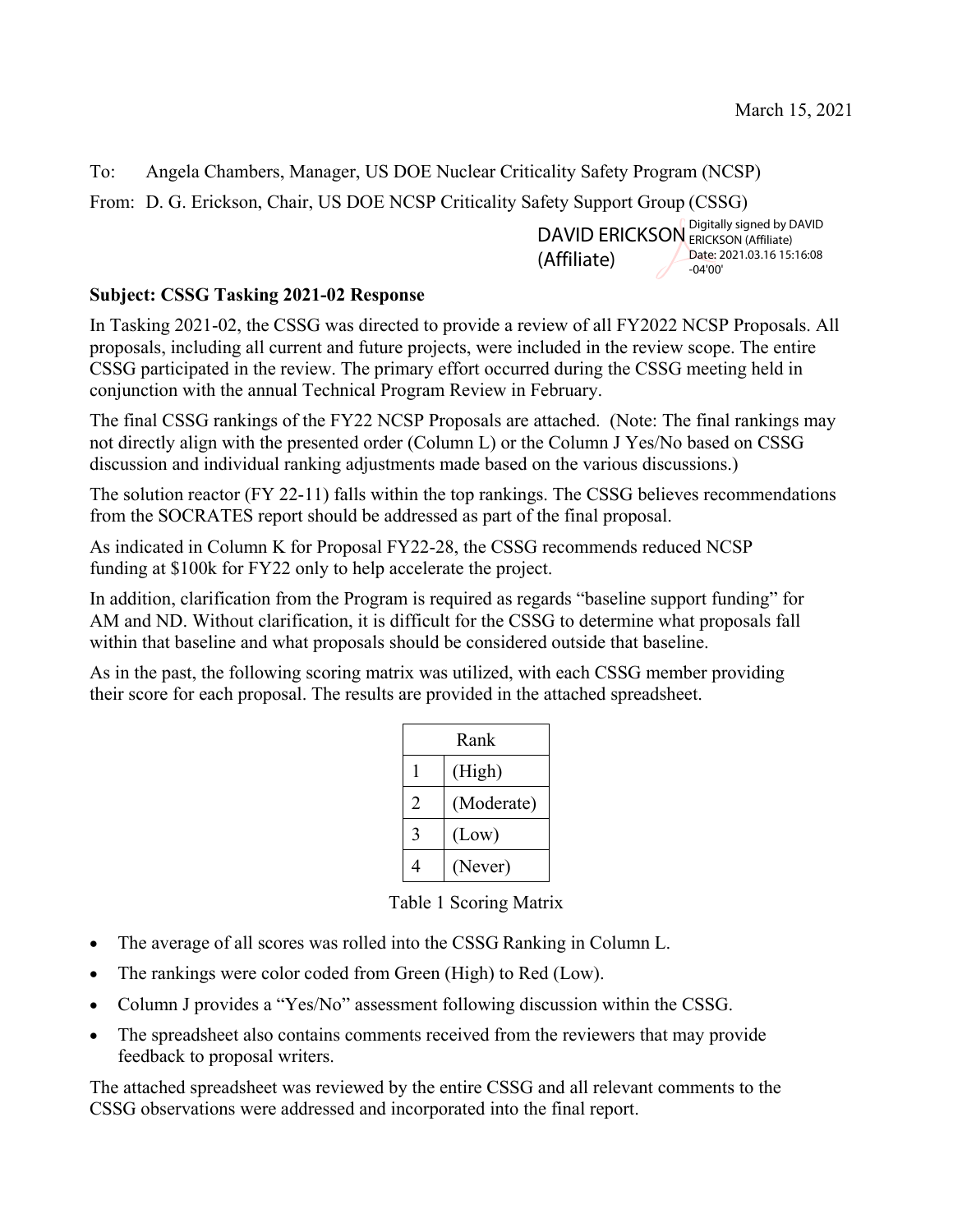March 15, 2021

To: Angela Chambers, Manager, US DOE Nuclear Criticality Safety Program (NCSP)

From: D. G. Erickson, Chair, US DOE NCSP Criticality Safety Support Group (CSSG)

DAVID ERICKSON (Affiliate) Digitally signed by DAVID ERICKSON (Affiliate) Date: 2021.03.16 15:16:08 -04'00'

**Subject: CSSG Tasking 2021-02 Response**

In Tasking 2021-02, the CSSG was directed to provide a review of all FY2022 NCSP Proposals. All proposals, including all current and future projects, were included in the review scope. The entire CSSG participated in the review. The primary effort occurred during the CSSG meeting held in conjunction with the annual Technical Program Review in February.

The final CSSG rankings of the FY22 NCSP Proposals are attached. (Note: The final rankings may not directly align with the presented order (Column L) or the Column J Yes/No based on CSSG discussion and individual ranking adjustments made based on the various discussions.)

The solution reactor (FY 22-11) falls within the top rankings. The CSSG believes recommendations from the SOCRATES report should be addressed as part of the final proposal.

As indicated in Column K for Proposal FY22-28, the CSSG recommends reduced NCSP funding at $100k for FY22 only to help accelerate the project.

In addition, clarification from the Program is required as regards "baseline support funding" for AM and ND. Without clarification, it is difficult for the CSSG to determine what proposals fall within that baseline and what proposals should be considered outside that baseline.

As in the past, the following scoring matrix was utilized, with each CSSG member providing their score for each proposal. The results are provided in the attached spreadsheet.

| Rank | |
|---|---|
| 1 | (High) |
| 2 | (Moderate) |
| 3 | (Low) |
| 4 | (Never) |

Table 1 Scoring Matrix

- The average of all scores was rolled into the CSSG Ranking in Column L.
- The rankings were color coded from Green (High) to Red (Low).
- Column J provides a "Yes/No" assessment following discussion within the CSSG.
- The spreadsheet also contains comments received from the reviewers that may provide feedback to proposal writers.

The attached spreadsheet was reviewed by the entire CSSG and all relevant comments to the CSSG observations were addressed and incorporated into the final report.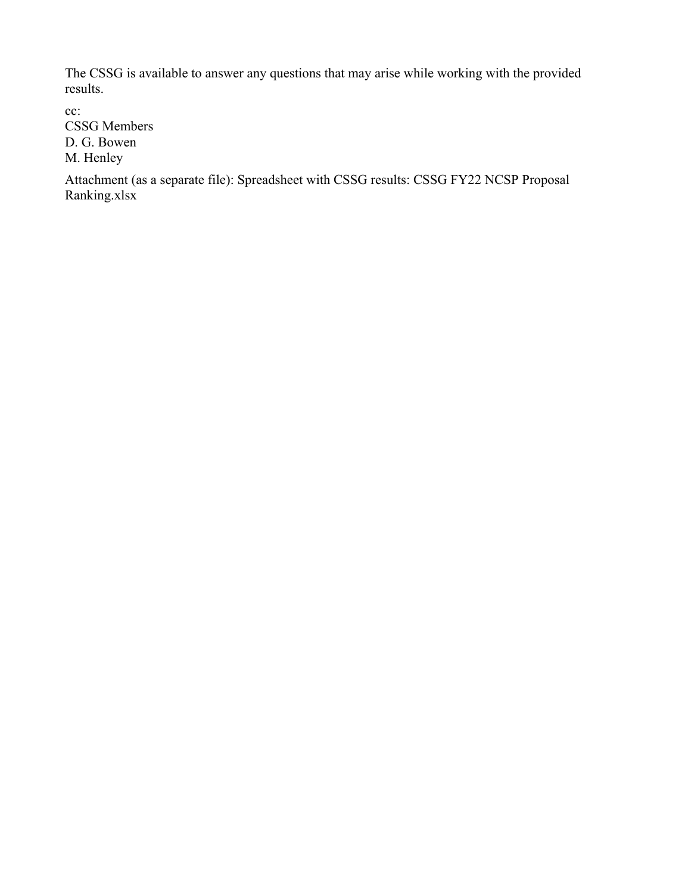The CSSG is available to answer any questions that may arise while working with the provided results.

cc:
CSSG Members
D. G. Bowen
M. Henley

Attachment (as a separate file): Spreadsheet with CSSG results: CSSG FY22 NCSP Proposal Ranking.xlsx